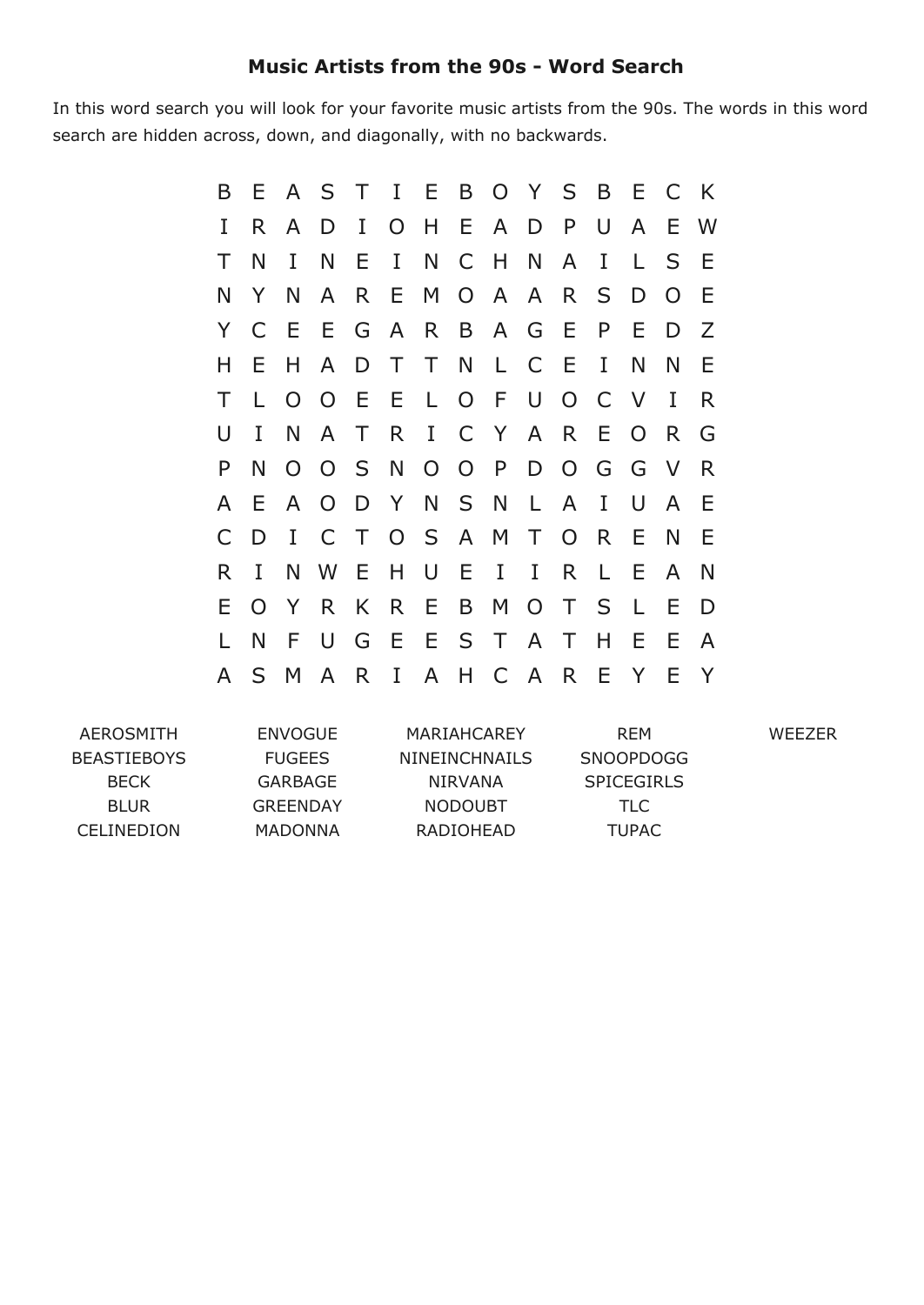# Music Artists from the 90s - Word Search

In this word search you will look for your favorite music artists from the 90s. The words in this word search are hidden across, down, and diagonally, with no backwards.

```
B E A S T I E B O Y S B E C K
I R A D I O H E A D P U A E W
T N I N E I N C H N A I L S E
N Y N A R E M O A A R S D O E
Y C E E G A R B A G E P E D Z
H E H A D T T N L C E I N N E
T L O O E E L O F U O C V I R
U I N A T R I C Y A R E O R G
P N O O S N O O P D O G G V R
A E A O D Y N S N L A I U A E
C D I C T O S A M T O R E N E
R I N W E H U E I I R L E A N
E O Y R K R E B M O T S L E D
L N F U G E E S T A T H E E A
A S M A R I A H C A R E Y E Y
```

| | | | | |
|---|---|---|---|---|
| AEROSMITH | ENVOGUE | MARIAHCAREY | REM | WEEZER |
| BEASTIEBOYS | FUGEES | NINEINCHNAILS | SNOOPDOGG | |
| BECK | GARBAGE | NIRVANA | SPICEGIRLS | |
| BLUR | GREENDAY | NODOUBT | TLC | |
| CELINEDION | MADONNA | RADIOHEAD | TUPAC | |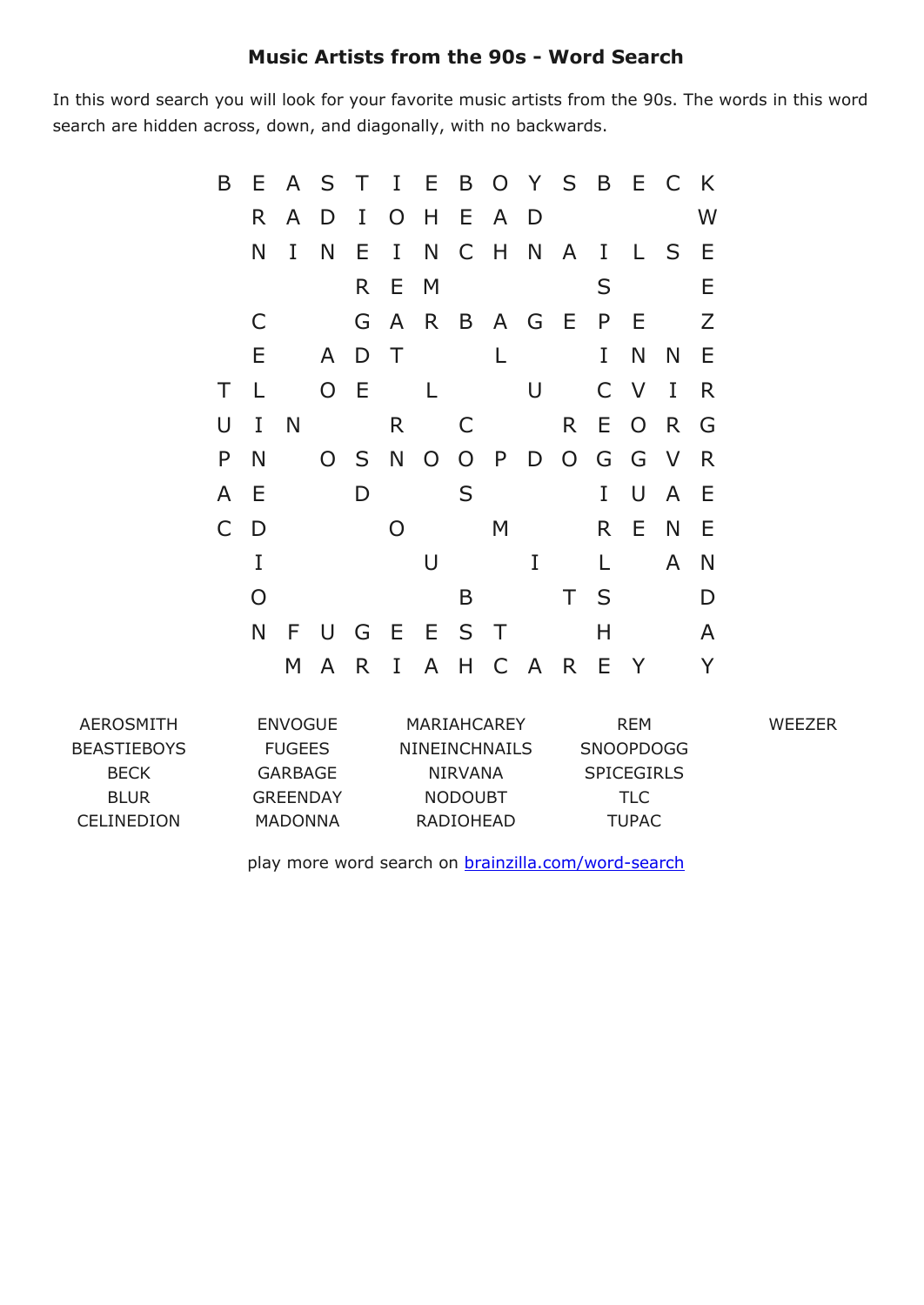# Music Artists from the 90s - Word Search

In this word search you will look for your favorite music artists from the 90s. The words in this word search are hidden across, down, and diagonally, with no backwards.

| | | | | | | | | | | | | | | |
|---|---|---|---|---|---|---|---|---|---|---|---|---|---|---|
| B | E | A | S | T | I | E | B | O | Y | S | B | E | C | K |
| | R | A | D | I | O | H | E | A | D | | | | | W |
| | N | I | N | E | I | N | C | H | N | A | I | L | S | E |
| | | | | R | E | M | | | | | S | | | E |
| | C | | | G | A | R | B | A | G | E | P | E | | Z |
| | E | | A | D | T | | | L | | | I | N | N | E |
| T | L | | O | E | | L | | | U | | C | V | I | R |
| U | I | N | | | R | | C | | | R | E | O | R | G |
| P | N | | O | S | N | O | O | P | D | O | G | G | V | R |
| A | E | | | D | | | S | | | | I | U | A | E |
| C | D | | | | O | | | M | | | R | E | N | E |
| | I | | | | | U | | | I | | L | | A | N |
| | O | | | | | | B | | | T | S | | | D |
| | N | F | U | G | E | E | S | T | | | H | | | A |
| | | M | A | R | I | A | H | C | A | R | E | Y | | Y |

| | | | | |
|---|---|---|---|---|
| AEROSMITH | ENVOGUE | MARIAHCAREY | REM | WEEZER |
| BEASTIEBOYS | FUGEES | NINEINCHNAILS | SNOOPDOGG | |
| BECK | GARBAGE | NIRVANA | SPICEGIRLS | |
| BLUR | GREENDAY | NODOUBT | TLC | |
| CELINEDION | MADONNA | RADIOHEAD | TUPAC | |

play more word search on [brainzilla.com/word-search](https://brainzilla.com/word-search)